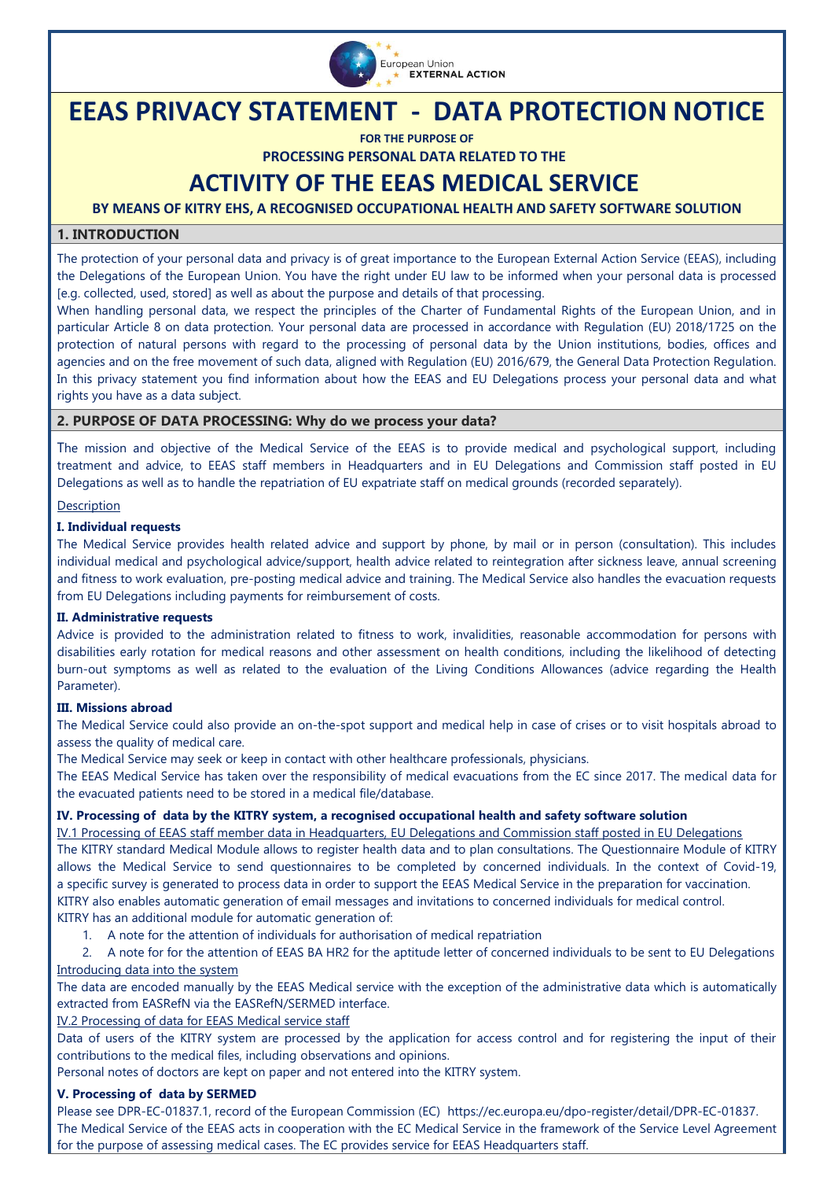# EEAS PRIVACY STATEMENT - DATA PROTECTION NOTICE

**FOR THE PURPOSE OF**

**PROCESSING PERSONAL DATA RELATED TO THE**

# ACTIVITY OF THE EEAS MEDICAL SERVICE

**BY MEANS OF KITRY EHS, A RECOGNISED OCCUPATIONAL HEALTH AND SAFETY SOFTWARE SOLUTION**

## 1. INTRODUCTION

The protection of your personal data and privacy is of great importance to the European External Action Service (EEAS), including the Delegations of the European Union. You have the right under EU law to be informed when your personal data is processed [e.g. collected, used, stored] as well as about the purpose and details of that processing.

When handling personal data, we respect the principles of the Charter of Fundamental Rights of the European Union, and in particular Article 8 on data protection. Your personal data are processed in accordance with Regulation (EU) 2018/1725 on the protection of natural persons with regard to the processing of personal data by the Union institutions, bodies, offices and agencies and on the free movement of such data, aligned with Regulation (EU) 2016/679, the General Data Protection Regulation. In this privacy statement you find information about how the EEAS and EU Delegations process your personal data and what rights you have as a data subject.

## 2. PURPOSE OF DATA PROCESSING: Why do we process your data?

The mission and objective of the Medical Service of the EEAS is to provide medical and psychological support, including treatment and advice, to EEAS staff members in Headquarters and in EU Delegations and Commission staff posted in EU Delegations as well as to handle the repatriation of EU expatriate staff on medical grounds (recorded separately).

Description

**I. Individual requests**

The Medical Service provides health related advice and support by phone, by mail or in person (consultation). This includes individual medical and psychological advice/support, health advice related to reintegration after sickness leave, annual screening and fitness to work evaluation, pre-posting medical advice and training. The Medical Service also handles the evacuation requests from EU Delegations including payments for reimbursement of costs.

**II. Administrative requests**

Advice is provided to the administration related to fitness to work, invalidities, reasonable accommodation for persons with disabilities early rotation for medical reasons and other assessment on health conditions, including the likelihood of detecting burn-out symptoms as well as related to the evaluation of the Living Conditions Allowances (advice regarding the Health Parameter).

**III. Missions abroad**

The Medical Service could also provide an on-the-spot support and medical help in case of crises or to visit hospitals abroad to assess the quality of medical care.

The Medical Service may seek or keep in contact with other healthcare professionals, physicians.

The EEAS Medical Service has taken over the responsibility of medical evacuations from the EC since 2017. The medical data for the evacuated patients need to be stored in a medical file/database.

**IV. Processing of data by the KITRY system, a recognised occupational health and safety software solution**

IV.1 Processing of EEAS staff member data in Headquarters, EU Delegations and Commission staff posted in EU Delegations

The KITRY standard Medical Module allows to register health data and to plan consultations. The Questionnaire Module of KITRY allows the Medical Service to send questionnaires to be completed by concerned individuals. In the context of Covid-19, a specific survey is generated to process data in order to support the EEAS Medical Service in the preparation for vaccination.

KITRY also enables automatic generation of email messages and invitations to concerned individuals for medical control.

KITRY has an additional module for automatic generation of:

1. A note for the attention of individuals for authorisation of medical repatriation
2. A note for for the attention of EEAS BA HR2 for the aptitude letter of concerned individuals to be sent to EU Delegations

Introducing data into the system

The data are encoded manually by the EEAS Medical service with the exception of the administrative data which is automatically extracted from EASRefN via the EASRefN/SERMED interface.

IV.2 Processing of data for EEAS Medical service staff

Data of users of the KITRY system are processed by the application for access control and for registering the input of their contributions to the medical files, including observations and opinions.

Personal notes of doctors are kept on paper and not entered into the KITRY system.

**V. Processing of data by SERMED**

Please see DPR-EC-01837.1, record of the European Commission (EC) https://ec.europa.eu/dpo-register/detail/DPR-EC-01837.

The Medical Service of the EEAS acts in cooperation with the EC Medical Service in the framework of the Service Level Agreement for the purpose of assessing medical cases. The EC provides service for EEAS Headquarters staff.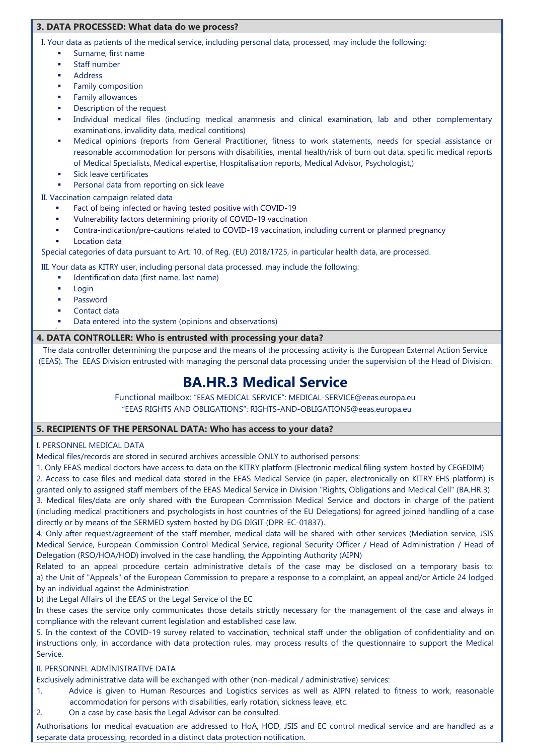## 3. DATA PROCESSED: What data do we process?

I. Your data as patients of the medical service, including personal data, processed, may include the following:

- Surname, first name
- Staff number
- Address
- Family composition
- Family allowances
- Description of the request
- Individual medical files (including medical anamnesis and clinical examination, lab and other complementary examinations, invalidity data, medical contitions)
- Medical opinions (reports from General Practitioner, fitness to work statements, needs for special assistance or reasonable accommodation for persons with disabilities, mental health/risk of burn out data, specific medical reports of Medical Specialists, Medical expertise, Hospitalisation reports, Medical Advisor, Psychologist,)
- Sick leave certificates
- Personal data from reporting on sick leave

II. Vaccination campaign related data

- Fact of being infected or having tested positive with COVID-19
- Vulnerability factors determining priority of COVID-19 vaccination
- Contra-indication/pre-cautions related to COVID-19 vaccination, including current or planned pregnancy
- Location data

Special categories of data pursuant to Art. 10. of Reg. (EU) 2018/1725, in particular health data, are processed.

III. Your data as KITRY user, including personal data processed, may include the following:

- Identification data (first name, last name)
- Login
- Password
- Contact data
- Data entered into the system (opinions and observations)

## 4. DATA CONTROLLER: Who is entrusted with processing your data?

The data controller determining the purpose and the means of the processing activity is the European External Action Service (EEAS). The EEAS Division entrusted with managing the personal data processing under the supervision of the Head of Division:

# BA.HR.3 Medical Service

Functional mailbox: "EEAS MEDICAL SERVICE": MEDICAL-SERVICE@eeas.europa.eu
"EEAS RIGHTS AND OBLIGATIONS": RIGHTS-AND-OBLIGATIONS@eeas.europa.eu

## 5. RECIPIENTS OF THE PERSONAL DATA: Who has access to your data?

I. PERSONNEL MEDICAL DATA

Medical files/records are stored in secured archives accessible ONLY to authorised persons:

1. Only EEAS medical doctors have access to data on the KITRY platform (Electronic medical filing system hosted by CEGEDIM)
2. Access to case files and medical data stored in the EEAS Medical Service (in paper, electronically on KITRY EHS platform) is granted only to assigned staff members of the EEAS Medical Service in Division "Rights, Obligations and Medical Cell" (BA.HR.3)
3. Medical files/data are only shared with the European Commission Medical Service and doctors in charge of the patient (including medical practitioners and psychologists in host countries of the EU Delegations) for agreed joined handling of a case directly or by means of the SERMED system hosted by DG DIGIT (DPR-EC-01837).
4. Only after request/agreement of the staff member, medical data will be shared with other services (Mediation service, JSIS Medical Service, European Commission Control Medical Service, regional Security Officer / Head of Administration / Head of Delegation (RSO/HOA/HOD) involved in the case handling, the Appointing Authority (AIPN)

Related to an appeal procedure certain administrative details of the case may be disclosed on a temporary basis to:
a) the Unit of "Appeals" of the European Commission to prepare a response to a complaint, an appeal and/or Article 24 lodged by an individual against the Administration
b) the Legal Affairs of the EEAS or the Legal Service of the EC

In these cases the service only communicates those details strictly necessary for the management of the case and always in compliance with the relevant current legislation and established case law.

5. In the context of the COVID-19 survey related to vaccination, technical staff under the obligation of confidentiality and on instructions only, in accordance with data protection rules, may process results of the questionnaire to support the Medical Service.

II. PERSONNEL ADMINISTRATIVE DATA

Exclusively administrative data will be exchanged with other (non-medical / administrative) services:

1. Advice is given to Human Resources and Logistics services as well as AIPN related to fitness to work, reasonable accommodation for persons with disabilities, early rotation, sickness leave, etc.
2. On a case by case basis the Legal Advisor can be consulted.

Authorisations for medical evacuation are addressed to HoA, HOD, JSIS and EC control medical service and are handled as a separate data processing, recorded in a distinct data protection notification.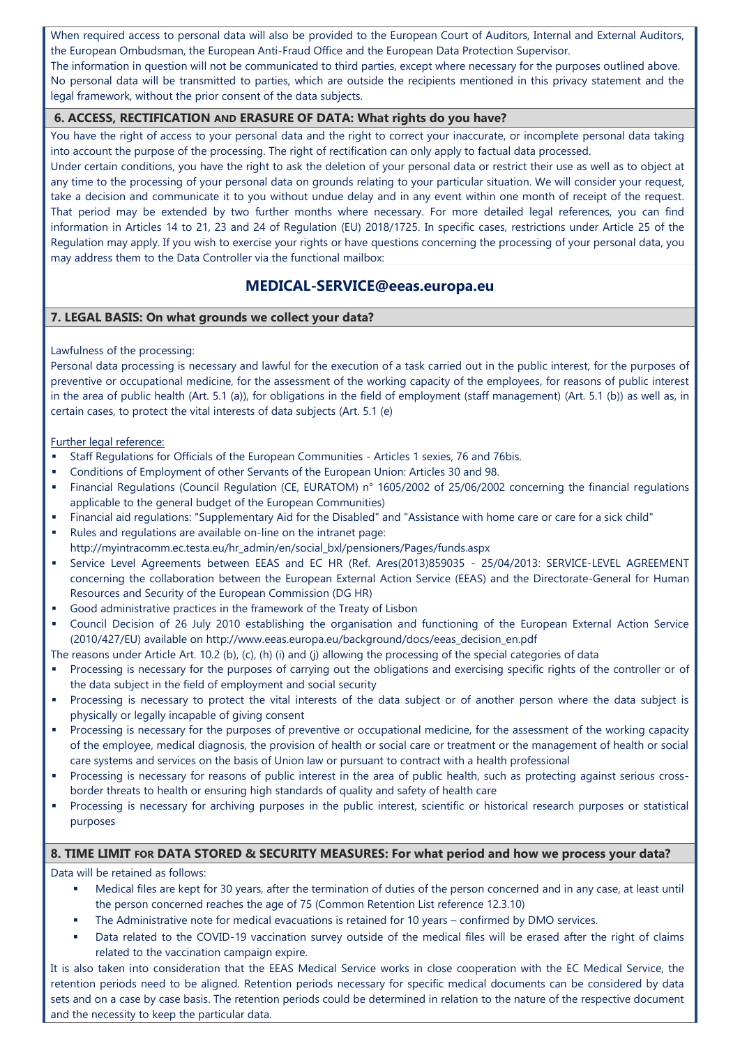When required access to personal data will also be provided to the European Court of Auditors, Internal and External Auditors, the European Ombudsman, the European Anti-Fraud Office and the European Data Protection Supervisor.
The information in question will not be communicated to third parties, except where necessary for the purposes outlined above. No personal data will be transmitted to parties, which are outside the recipients mentioned in this privacy statement and the legal framework, without the prior consent of the data subjects.

## 6. ACCESS, RECTIFICATION AND ERASURE OF DATA: What rights do you have?

You have the right of access to your personal data and the right to correct your inaccurate, or incomplete personal data taking into account the purpose of the processing. The right of rectification can only apply to factual data processed.
Under certain conditions, you have the right to ask the deletion of your personal data or restrict their use as well as to object at any time to the processing of your personal data on grounds relating to your particular situation. We will consider your request, take a decision and communicate it to you without undue delay and in any event within one month of receipt of the request. That period may be extended by two further months where necessary. For more detailed legal references, you can find information in Articles 14 to 21, 23 and 24 of Regulation (EU) 2018/1725. In specific cases, restrictions under Article 25 of the Regulation may apply. If you wish to exercise your rights or have questions concerning the processing of your personal data, you may address them to the Data Controller via the functional mailbox:

**MEDICAL-SERVICE@eeas.europa.eu**

## 7. LEGAL BASIS: On what grounds we collect your data?

Lawfulness of the processing:
Personal data processing is necessary and lawful for the execution of a task carried out in the public interest, for the purposes of preventive or occupational medicine, for the assessment of the working capacity of the employees, for reasons of public interest in the area of public health (Art. 5.1 (a)), for obligations in the field of employment (staff management) (Art. 5.1 (b)) as well as, in certain cases, to protect the vital interests of data subjects (Art. 5.1 (e)

Further legal reference:

- Staff Regulations for Officials of the European Communities - Articles 1 sexies, 76 and 76bis.
- Conditions of Employment of other Servants of the European Union: Articles 30 and 98.
- Financial Regulations (Council Regulation (CE, EURATOM) n° 1605/2002 of 25/06/2002 concerning the financial regulations applicable to the general budget of the European Communities)
- Financial aid regulations: "Supplementary Aid for the Disabled" and "Assistance with home care or care for a sick child"
- Rules and regulations are available on-line on the intranet page: http://myintracomm.ec.testa.eu/hr_admin/en/social_bxl/pensioners/Pages/funds.aspx
- Service Level Agreements between EEAS and EC HR (Ref. Ares(2013)859035 - 25/04/2013: SERVICE-LEVEL AGREEMENT concerning the collaboration between the European External Action Service (EEAS) and the Directorate-General for Human Resources and Security of the European Commission (DG HR)
- Good administrative practices in the framework of the Treaty of Lisbon
- Council Decision of 26 July 2010 establishing the organisation and functioning of the European External Action Service (2010/427/EU) available on http://www.eeas.europa.eu/background/docs/eeas_decision_en.pdf

The reasons under Article Art. 10.2 (b), (c), (h) (i) and (j) allowing the processing of the special categories of data

- Processing is necessary for the purposes of carrying out the obligations and exercising specific rights of the controller or of the data subject in the field of employment and social security
- Processing is necessary to protect the vital interests of the data subject or of another person where the data subject is physically or legally incapable of giving consent
- Processing is necessary for the purposes of preventive or occupational medicine, for the assessment of the working capacity of the employee, medical diagnosis, the provision of health or social care or treatment or the management of health or social care systems and services on the basis of Union law or pursuant to contract with a health professional
- Processing is necessary for reasons of public interest in the area of public health, such as protecting against serious cross-border threats to health or ensuring high standards of quality and safety of health care
- Processing is necessary for archiving purposes in the public interest, scientific or historical research purposes or statistical purposes

## 8. TIME LIMIT FOR DATA STORED & SECURITY MEASURES: For what period and how we process your data?

Data will be retained as follows:

- Medical files are kept for 30 years, after the termination of duties of the person concerned and in any case, at least until the person concerned reaches the age of 75 (Common Retention List reference 12.3.10)
- The Administrative note for medical evacuations is retained for 10 years – confirmed by DMO services.
- Data related to the COVID-19 vaccination survey outside of the medical files will be erased after the right of claims related to the vaccination campaign expire.

It is also taken into consideration that the EEAS Medical Service works in close cooperation with the EC Medical Service, the retention periods need to be aligned. Retention periods necessary for specific medical documents can be considered by data sets and on a case by case basis. The retention periods could be determined in relation to the nature of the respective document and the necessity to keep the particular data.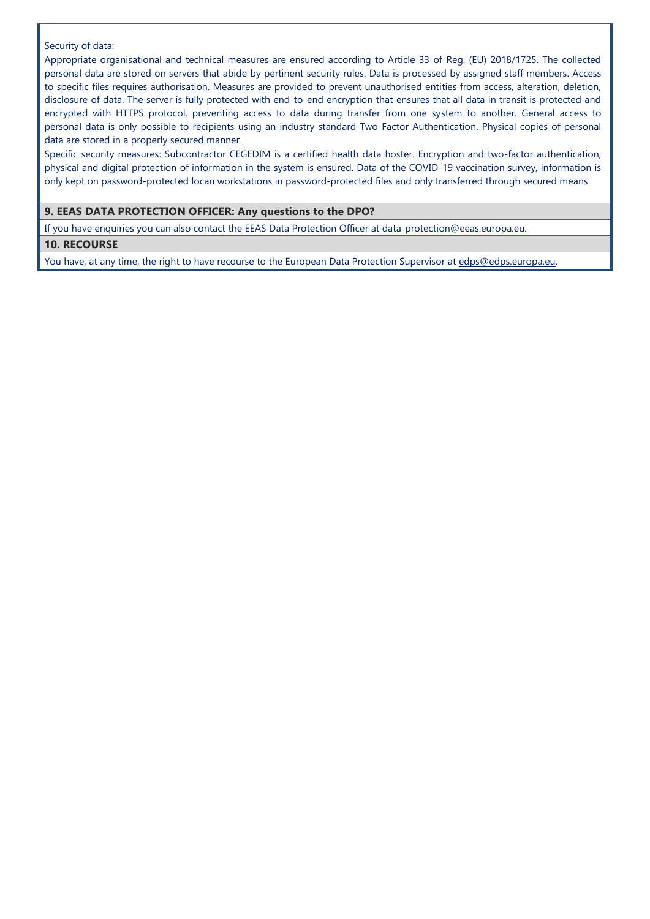Security of data:

Appropriate organisational and technical measures are ensured according to Article 33 of Reg. (EU) 2018/1725. The collected personal data are stored on servers that abide by pertinent security rules. Data is processed by assigned staff members. Access to specific files requires authorisation. Measures are provided to prevent unauthorised entities from access, alteration, deletion, disclosure of data. The server is fully protected with end-to-end encryption that ensures that all data in transit is protected and encrypted with HTTPS protocol, preventing access to data during transfer from one system to another. General access to personal data is only possible to recipients using an industry standard Two-Factor Authentication. Physical copies of personal data are stored in a properly secured manner.

Specific security measures: Subcontractor CEGEDIM is a certified health data hoster. Encryption and two-factor authentication, physical and digital protection of information in the system is ensured. Data of the COVID-19 vaccination survey, information is only kept on password-protected locan workstations in password-protected files and only transferred through secured means.

## 9. EEAS DATA PROTECTION OFFICER: Any questions to the DPO?

If you have enquiries you can also contact the EEAS Data Protection Officer at data-protection@eeas.europa.eu.

## 10. RECOURSE

You have, at any time, the right to have recourse to the European Data Protection Supervisor at edps@edps.europa.eu.